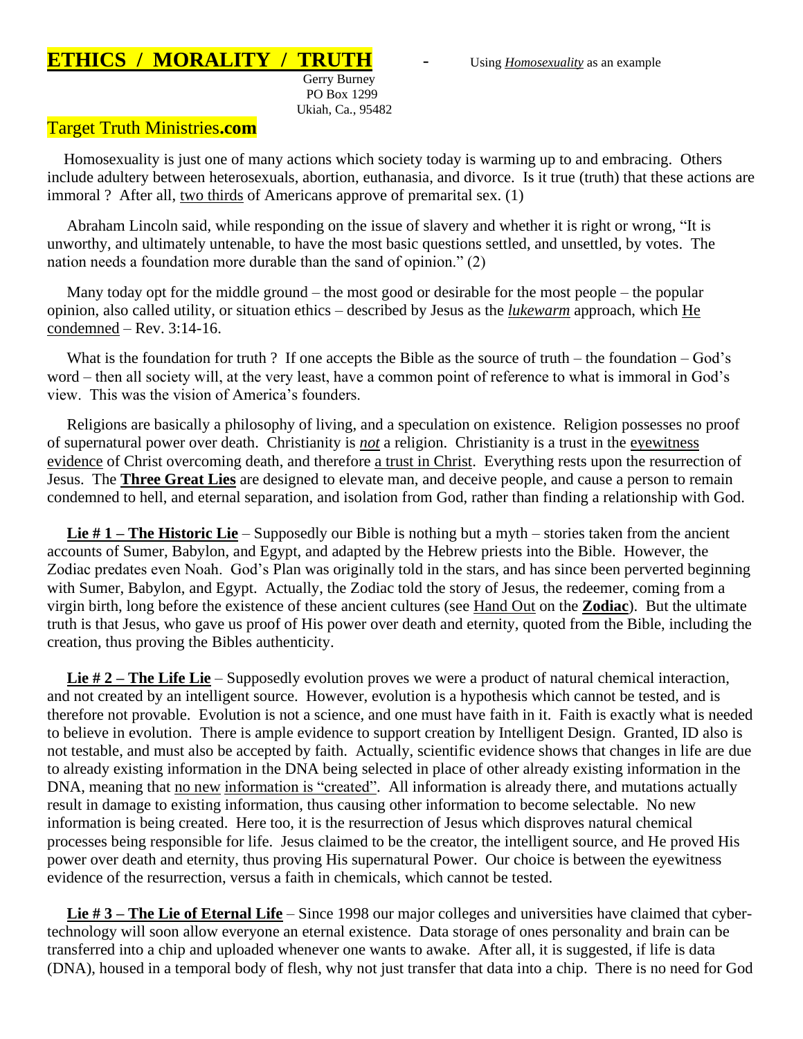# ETHICS / MORALITY / TRUTH

- Using *Homosexuality* as an example

Gerry Burney
PO Box 1299
Ukiah, Ca., 95482

Target Truth Ministries**.com**

Homosexuality is just one of many actions which society today is warming up to and embracing. Others include adultery between heterosexuals, abortion, euthanasia, and divorce. Is it true (truth) that these actions are immoral ? After all, two thirds of Americans approve of premarital sex. (1)

Abraham Lincoln said, while responding on the issue of slavery and whether it is right or wrong, "It is unworthy, and ultimately untenable, to have the most basic questions settled, and unsettled, by votes. The nation needs a foundation more durable than the sand of opinion." (2)

Many today opt for the middle ground – the most good or desirable for the most people – the popular opinion, also called utility, or situation ethics – described by Jesus as the ***lukewarm*** approach, which He condemned – Rev. 3:14-16.

What is the foundation for truth ? If one accepts the Bible as the source of truth – the foundation – God's word – then all society will, at the very least, have a common point of reference to what is immoral in God's view. This was the vision of America's founders.

Religions are basically a philosophy of living, and a speculation on existence. Religion possesses no proof of supernatural power over death. Christianity is ***not*** a religion. Christianity is a trust in the eyewitness evidence of Christ overcoming death, and therefore a trust in Christ. Everything rests upon the resurrection of Jesus. The **Three Great Lies** are designed to elevate man, and deceive people, and cause a person to remain condemned to hell, and eternal separation, and isolation from God, rather than finding a relationship with God.

**Lie # 1 – The Historic Lie** – Supposedly our Bible is nothing but a myth – stories taken from the ancient accounts of Sumer, Babylon, and Egypt, and adapted by the Hebrew priests into the Bible. However, the Zodiac predates even Noah. God's Plan was originally told in the stars, and has since been perverted beginning with Sumer, Babylon, and Egypt. Actually, the Zodiac told the story of Jesus, the redeemer, coming from a virgin birth, long before the existence of these ancient cultures (see Hand Out on the **Zodiac**). But the ultimate truth is that Jesus, who gave us proof of His power over death and eternity, quoted from the Bible, including the creation, thus proving the Bibles authenticity.

**Lie # 2 – The Life Lie** – Supposedly evolution proves we were a product of natural chemical interaction, and not created by an intelligent source. However, evolution is a hypothesis which cannot be tested, and is therefore not provable. Evolution is not a science, and one must have faith in it. Faith is exactly what is needed to believe in evolution. There is ample evidence to support creation by Intelligent Design. Granted, ID also is not testable, and must also be accepted by faith. Actually, scientific evidence shows that changes in life are due to already existing information in the DNA being selected in place of other already existing information in the DNA, meaning that no new information is "created". All information is already there, and mutations actually result in damage to existing information, thus causing other information to become selectable. No new information is being created. Here too, it is the resurrection of Jesus which disproves natural chemical processes being responsible for life. Jesus claimed to be the creator, the intelligent source, and He proved His power over death and eternity, thus proving His supernatural Power. Our choice is between the eyewitness evidence of the resurrection, versus a faith in chemicals, which cannot be tested.

**Lie # 3 – The Lie of Eternal Life** – Since 1998 our major colleges and universities have claimed that cyber-technology will soon allow everyone an eternal existence. Data storage of ones personality and brain can be transferred into a chip and uploaded whenever one wants to awake. After all, it is suggested, if life is data (DNA), housed in a temporal body of flesh, why not just transfer that data into a chip. There is no need for God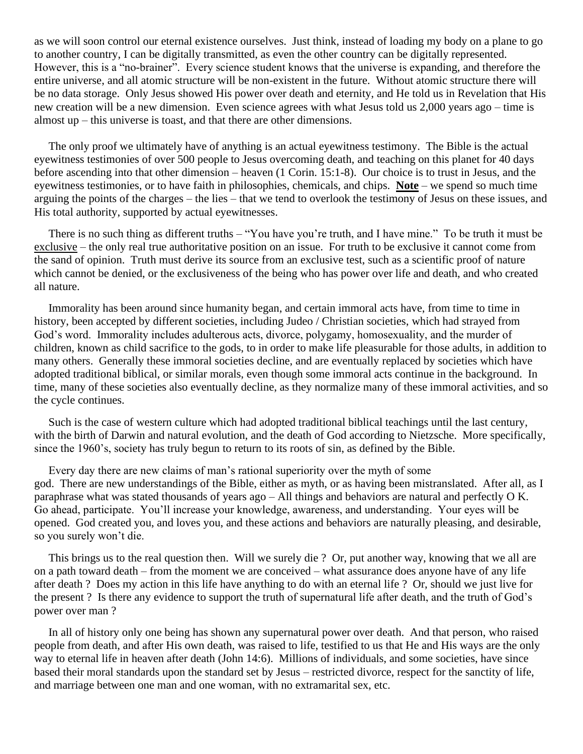as we will soon control our eternal existence ourselves. Just think, instead of loading my body on a plane to go to another country, I can be digitally transmitted, as even the other country can be digitally represented. However, this is a "no-brainer". Every science student knows that the universe is expanding, and therefore the entire universe, and all atomic structure will be non-existent in the future. Without atomic structure there will be no data storage. Only Jesus showed His power over death and eternity, and He told us in Revelation that His new creation will be a new dimension. Even science agrees with what Jesus told us 2,000 years ago – time is almost up – this universe is toast, and that there are other dimensions.

The only proof we ultimately have of anything is an actual eyewitness testimony. The Bible is the actual eyewitness testimonies of over 500 people to Jesus overcoming death, and teaching on this planet for 40 days before ascending into that other dimension – heaven (1 Corin. 15:1-8). Our choice is to trust in Jesus, and the eyewitness testimonies, or to have faith in philosophies, chemicals, and chips. **Note** – we spend so much time arguing the points of the charges – the lies – that we tend to overlook the testimony of Jesus on these issues, and His total authority, supported by actual eyewitnesses.

There is no such thing as different truths – "You have you're truth, and I have mine." To be truth it must be exclusive – the only real true authoritative position on an issue. For truth to be exclusive it cannot come from the sand of opinion. Truth must derive its source from an exclusive test, such as a scientific proof of nature which cannot be denied, or the exclusiveness of the being who has power over life and death, and who created all nature.

Immorality has been around since humanity began, and certain immoral acts have, from time to time in history, been accepted by different societies, including Judeo / Christian societies, which had strayed from God's word. Immorality includes adulterous acts, divorce, polygamy, homosexuality, and the murder of children, known as child sacrifice to the gods, to in order to make life pleasurable for those adults, in addition to many others. Generally these immoral societies decline, and are eventually replaced by societies which have adopted traditional biblical, or similar morals, even though some immoral acts continue in the background. In time, many of these societies also eventually decline, as they normalize many of these immoral activities, and so the cycle continues.

Such is the case of western culture which had adopted traditional biblical teachings until the last century, with the birth of Darwin and natural evolution, and the death of God according to Nietzsche. More specifically, since the 1960's, society has truly begun to return to its roots of sin, as defined by the Bible.

Every day there are new claims of man's rational superiority over the myth of some god. There are new understandings of the Bible, either as myth, or as having been mistranslated. After all, as I paraphrase what was stated thousands of years ago – All things and behaviors are natural and perfectly O K. Go ahead, participate. You'll increase your knowledge, awareness, and understanding. Your eyes will be opened. God created you, and loves you, and these actions and behaviors are naturally pleasing, and desirable, so you surely won't die.

This brings us to the real question then. Will we surely die ? Or, put another way, knowing that we all are on a path toward death – from the moment we are conceived – what assurance does anyone have of any life after death ? Does my action in this life have anything to do with an eternal life ? Or, should we just live for the present ? Is there any evidence to support the truth of supernatural life after death, and the truth of God's power over man ?

In all of history only one being has shown any supernatural power over death. And that person, who raised people from death, and after His own death, was raised to life, testified to us that He and His ways are the only way to eternal life in heaven after death (John 14:6). Millions of individuals, and some societies, have since based their moral standards upon the standard set by Jesus – restricted divorce, respect for the sanctity of life, and marriage between one man and one woman, with no extramarital sex, etc.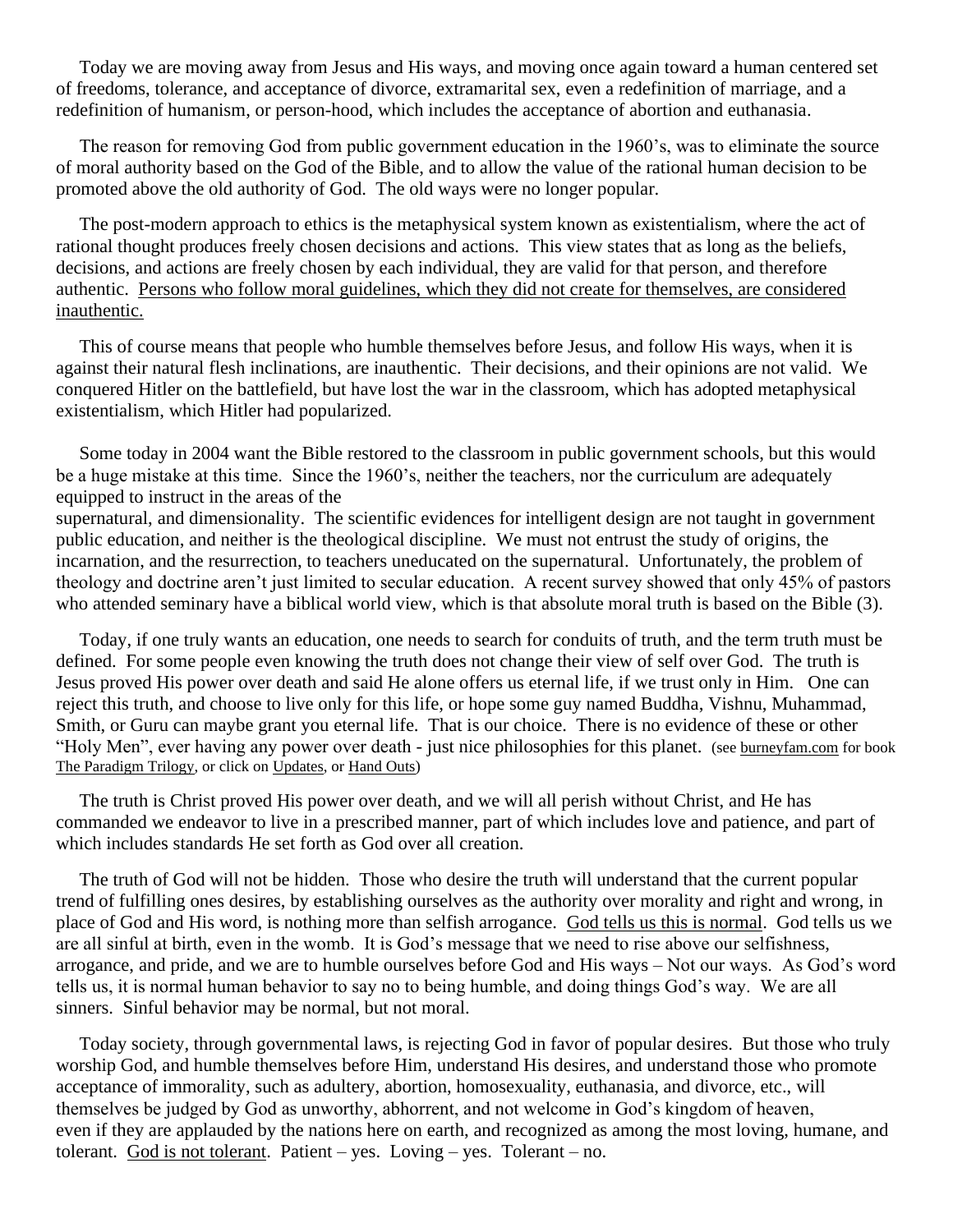Today we are moving away from Jesus and His ways, and moving once again toward a human centered set of freedoms, tolerance, and acceptance of divorce, extramarital sex, even a redefinition of marriage, and a redefinition of humanism, or person-hood, which includes the acceptance of abortion and euthanasia.

The reason for removing God from public government education in the 1960's, was to eliminate the source of moral authority based on the God of the Bible, and to allow the value of the rational human decision to be promoted above the old authority of God. The old ways were no longer popular.

The post-modern approach to ethics is the metaphysical system known as existentialism, where the act of rational thought produces freely chosen decisions and actions. This view states that as long as the beliefs, decisions, and actions are freely chosen by each individual, they are valid for that person, and therefore authentic. <u>Persons who follow moral guidelines, which they did not create for themselves, are considered inauthentic.</u>

This of course means that people who humble themselves before Jesus, and follow His ways, when it is against their natural flesh inclinations, are inauthentic. Their decisions, and their opinions are not valid. We conquered Hitler on the battlefield, but have lost the war in the classroom, which has adopted metaphysical existentialism, which Hitler had popularized.

Some today in 2004 want the Bible restored to the classroom in public government schools, but this would be a huge mistake at this time. Since the 1960's, neither the teachers, nor the curriculum are adequately equipped to instruct in the areas of the supernatural, and dimensionality. The scientific evidences for intelligent design are not taught in government public education, and neither is the theological discipline. We must not entrust the study of origins, the incarnation, and the resurrection, to teachers uneducated on the supernatural. Unfortunately, the problem of theology and doctrine aren't just limited to secular education. A recent survey showed that only 45% of pastors who attended seminary have a biblical world view, which is that absolute moral truth is based on the Bible (3).

Today, if one truly wants an education, one needs to search for conduits of truth, and the term truth must be defined. For some people even knowing the truth does not change their view of self over God. The truth is Jesus proved His power over death and said He alone offers us eternal life, if we trust only in Him. One can reject this truth, and choose to live only for this life, or hope some guy named Buddha, Vishnu, Muhammad, Smith, or Guru can maybe grant you eternal life. That is our choice. There is no evidence of these or other "Holy Men", ever having any power over death - just nice philosophies for this planet. (see <u>burneyfam.com</u> for book <u>The Paradigm Trilogy</u>, or click on <u>Updates</u>, or <u>Hand Outs</u>)

The truth is Christ proved His power over death, and we will all perish without Christ, and He has commanded we endeavor to live in a prescribed manner, part of which includes love and patience, and part of which includes standards He set forth as God over all creation.

The truth of God will not be hidden. Those who desire the truth will understand that the current popular trend of fulfilling ones desires, by establishing ourselves as the authority over morality and right and wrong, in place of God and His word, is nothing more than selfish arrogance. <u>God tells us this is normal</u>. God tells us we are all sinful at birth, even in the womb. It is God's message that we need to rise above our selfishness, arrogance, and pride, and we are to humble ourselves before God and His ways – Not our ways. As God's word tells us, it is normal human behavior to say no to being humble, and doing things God's way. We are all sinners. Sinful behavior may be normal, but not moral.

Today society, through governmental laws, is rejecting God in favor of popular desires. But those who truly worship God, and humble themselves before Him, understand His desires, and understand those who promote acceptance of immorality, such as adultery, abortion, homosexuality, euthanasia, and divorce, etc., will themselves be judged by God as unworthy, abhorrent, and not welcome in God's kingdom of heaven, even if they are applauded by the nations here on earth, and recognized as among the most loving, humane, and tolerant. <u>God is not tolerant</u>. Patient – yes. Loving – yes. Tolerant – no.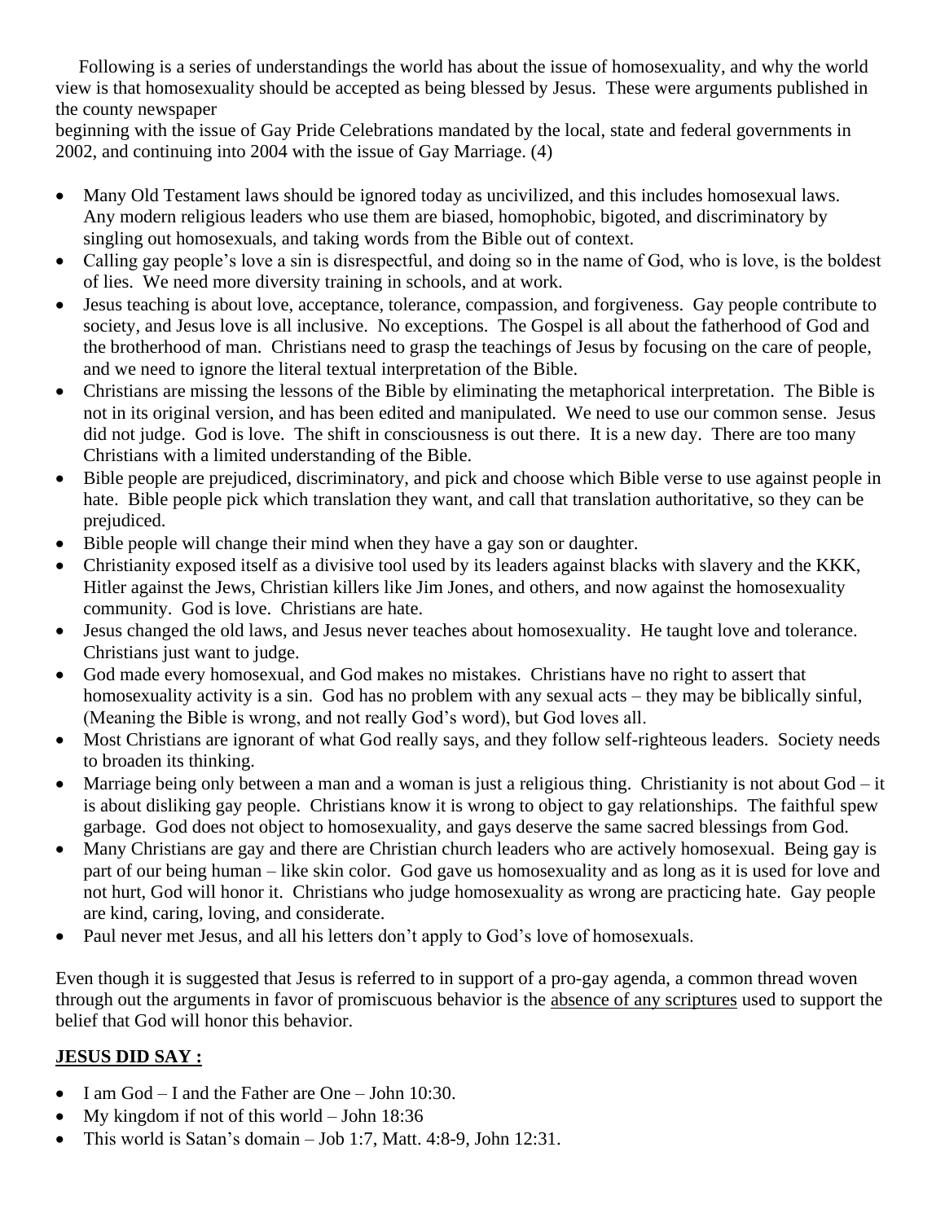Following is a series of understandings the world has about the issue of homosexuality, and why the world view is that homosexuality should be accepted as being blessed by Jesus. These were arguments published in the county newspaper
beginning with the issue of Gay Pride Celebrations mandated by the local, state and federal governments in 2002, and continuing into 2004 with the issue of Gay Marriage. (4)

- Many Old Testament laws should be ignored today as uncivilized, and this includes homosexual laws. Any modern religious leaders who use them are biased, homophobic, bigoted, and discriminatory by singling out homosexuals, and taking words from the Bible out of context.
- Calling gay people's love a sin is disrespectful, and doing so in the name of God, who is love, is the boldest of lies. We need more diversity training in schools, and at work.
- Jesus teaching is about love, acceptance, tolerance, compassion, and forgiveness. Gay people contribute to society, and Jesus love is all inclusive. No exceptions. The Gospel is all about the fatherhood of God and the brotherhood of man. Christians need to grasp the teachings of Jesus by focusing on the care of people, and we need to ignore the literal textual interpretation of the Bible.
- Christians are missing the lessons of the Bible by eliminating the metaphorical interpretation. The Bible is not in its original version, and has been edited and manipulated. We need to use our common sense. Jesus did not judge. God is love. The shift in consciousness is out there. It is a new day. There are too many Christians with a limited understanding of the Bible.
- Bible people are prejudiced, discriminatory, and pick and choose which Bible verse to use against people in hate. Bible people pick which translation they want, and call that translation authoritative, so they can be prejudiced.
- Bible people will change their mind when they have a gay son or daughter.
- Christianity exposed itself as a divisive tool used by its leaders against blacks with slavery and the KKK, Hitler against the Jews, Christian killers like Jim Jones, and others, and now against the homosexuality community. God is love. Christians are hate.
- Jesus changed the old laws, and Jesus never teaches about homosexuality. He taught love and tolerance. Christians just want to judge.
- God made every homosexual, and God makes no mistakes. Christians have no right to assert that homosexuality activity is a sin. God has no problem with any sexual acts – they may be biblically sinful, (Meaning the Bible is wrong, and not really God's word), but God loves all.
- Most Christians are ignorant of what God really says, and they follow self-righteous leaders. Society needs to broaden its thinking.
- Marriage being only between a man and a woman is just a religious thing. Christianity is not about God – it is about disliking gay people. Christians know it is wrong to object to gay relationships. The faithful spew garbage. God does not object to homosexuality, and gays deserve the same sacred blessings from God.
- Many Christians are gay and there are Christian church leaders who are actively homosexual. Being gay is part of our being human – like skin color. God gave us homosexuality and as long as it is used for love and not hurt, God will honor it. Christians who judge homosexuality as wrong are practicing hate. Gay people are kind, caring, loving, and considerate.
- Paul never met Jesus, and all his letters don't apply to God's love of homosexuals.

Even though it is suggested that Jesus is referred to in support of a pro-gay agenda, a common thread woven through out the arguments in favor of promiscuous behavior is the <u>absence of any scriptures</u> used to support the belief that God will honor this behavior.

## **<u>JESUS DID SAY :</u>**

- I am God – I and the Father are One – John 10:30.
- My kingdom if not of this world – John 18:36
- This world is Satan's domain – Job 1:7, Matt. 4:8-9, John 12:31.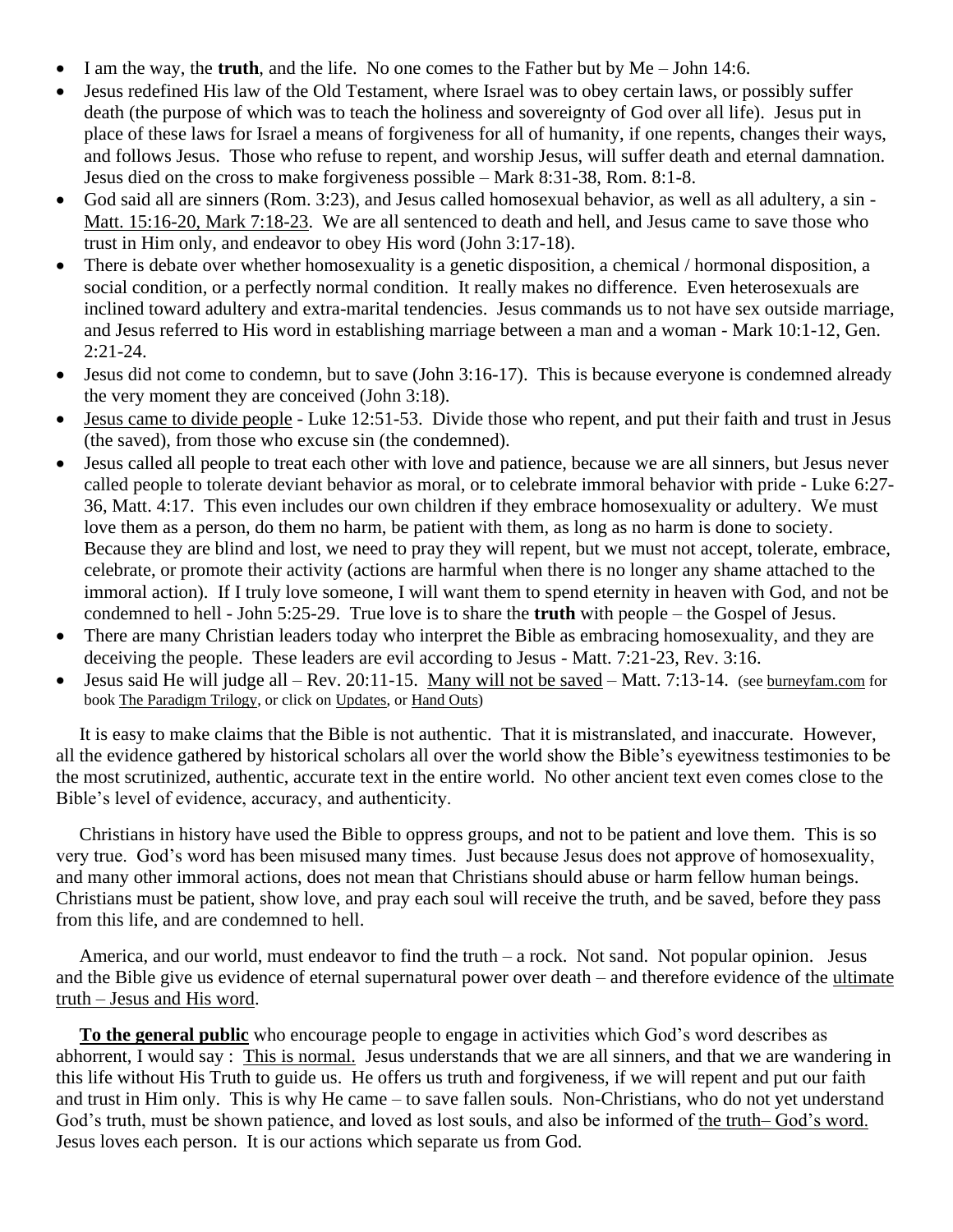- I am the way, the **truth**, and the life. No one comes to the Father but by Me – John 14:6.
- Jesus redefined His law of the Old Testament, where Israel was to obey certain laws, or possibly suffer death (the purpose of which was to teach the holiness and sovereignty of God over all life). Jesus put in place of these laws for Israel a means of forgiveness for all of humanity, if one repents, changes their ways, and follows Jesus. Those who refuse to repent, and worship Jesus, will suffer death and eternal damnation. Jesus died on the cross to make forgiveness possible – Mark 8:31-38, Rom. 8:1-8.
- God said all are sinners (Rom. 3:23), and Jesus called homosexual behavior, as well as all adultery, a sin - Matt. 15:16-20, Mark 7:18-23. We are all sentenced to death and hell, and Jesus came to save those who trust in Him only, and endeavor to obey His word (John 3:17-18).
- There is debate over whether homosexuality is a genetic disposition, a chemical / hormonal disposition, a social condition, or a perfectly normal condition. It really makes no difference. Even heterosexuals are inclined toward adultery and extra-marital tendencies. Jesus commands us to not have sex outside marriage, and Jesus referred to His word in establishing marriage between a man and a woman - Mark 10:1-12, Gen. 2:21-24.
- Jesus did not come to condemn, but to save (John 3:16-17). This is because everyone is condemned already the very moment they are conceived (John 3:18).
- Jesus came to divide people - Luke 12:51-53. Divide those who repent, and put their faith and trust in Jesus (the saved), from those who excuse sin (the condemned).
- Jesus called all people to treat each other with love and patience, because we are all sinners, but Jesus never called people to tolerate deviant behavior as moral, or to celebrate immoral behavior with pride - Luke 6:27-36, Matt. 4:17. This even includes our own children if they embrace homosexuality or adultery. We must love them as a person, do them no harm, be patient with them, as long as no harm is done to society. Because they are blind and lost, we need to pray they will repent, but we must not accept, tolerate, embrace, celebrate, or promote their activity (actions are harmful when there is no longer any shame attached to the immoral action). If I truly love someone, I will want them to spend eternity in heaven with God, and not be condemned to hell - John 5:25-29. True love is to share the **truth** with people – the Gospel of Jesus.
- There are many Christian leaders today who interpret the Bible as embracing homosexuality, and they are deceiving the people. These leaders are evil according to Jesus - Matt. 7:21-23, Rev. 3:16.
- Jesus said He will judge all – Rev. 20:11-15. Many will not be saved – Matt. 7:13-14. (see burneyfam.com for book The Paradigm Trilogy, or click on Updates, or Hand Outs)

It is easy to make claims that the Bible is not authentic. That it is mistranslated, and inaccurate. However, all the evidence gathered by historical scholars all over the world show the Bible's eyewitness testimonies to be the most scrutinized, authentic, accurate text in the entire world. No other ancient text even comes close to the Bible's level of evidence, accuracy, and authenticity.

Christians in history have used the Bible to oppress groups, and not to be patient and love them. This is so very true. God's word has been misused many times. Just because Jesus does not approve of homosexuality, and many other immoral actions, does not mean that Christians should abuse or harm fellow human beings. Christians must be patient, show love, and pray each soul will receive the truth, and be saved, before they pass from this life, and are condemned to hell.

America, and our world, must endeavor to find the truth – a rock. Not sand. Not popular opinion. Jesus and the Bible give us evidence of eternal supernatural power over death – and therefore evidence of the ultimate truth – Jesus and His word.

**To the general public** who encourage people to engage in activities which God's word describes as abhorrent, I would say : This is normal. Jesus understands that we are all sinners, and that we are wandering in this life without His Truth to guide us. He offers us truth and forgiveness, if we will repent and put our faith and trust in Him only. This is why He came – to save fallen souls. Non-Christians, who do not yet understand God's truth, must be shown patience, and loved as lost souls, and also be informed of the truth– God's word. Jesus loves each person. It is our actions which separate us from God.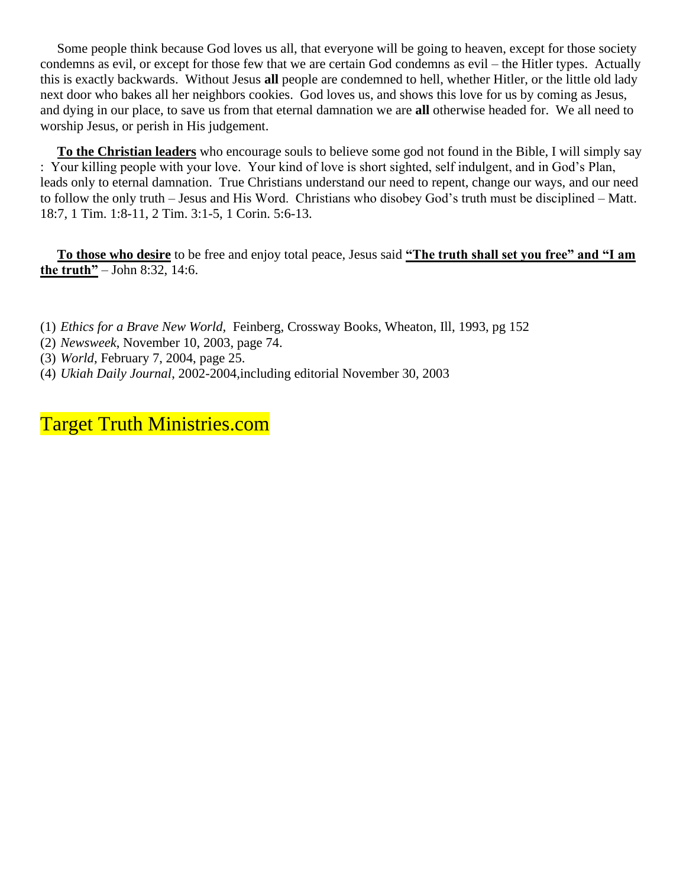Some people think because God loves us all, that everyone will be going to heaven, except for those society condemns as evil, or except for those few that we are certain God condemns as evil – the Hitler types. Actually this is exactly backwards. Without Jesus **all** people are condemned to hell, whether Hitler, or the little old lady next door who bakes all her neighbors cookies. God loves us, and shows this love for us by coming as Jesus, and dying in our place, to save us from that eternal damnation we are **all** otherwise headed for. We all need to worship Jesus, or perish in His judgement.

**To the Christian leaders** who encourage souls to believe some god not found in the Bible, I will simply say : Your killing people with your love. Your kind of love is short sighted, self indulgent, and in God's Plan, leads only to eternal damnation. True Christians understand our need to repent, change our ways, and our need to follow the only truth – Jesus and His Word. Christians who disobey God's truth must be disciplined – Matt. 18:7, 1 Tim. 1:8-11, 2 Tim. 3:1-5, 1 Corin. 5:6-13.

**To those who desire** to be free and enjoy total peace, Jesus said **"The truth shall set you free" and "I am the truth"** – John 8:32, 14:6.

(1) *Ethics for a Brave New World*, Feinberg, Crossway Books, Wheaton, Ill, 1993, pg 152
(2) *Newsweek*, November 10, 2003, page 74.
(3) *World*, February 7, 2004, page 25.
(4) *Ukiah Daily Journal*, 2002-2004,including editorial November 30, 2003

Target Truth Ministries.com